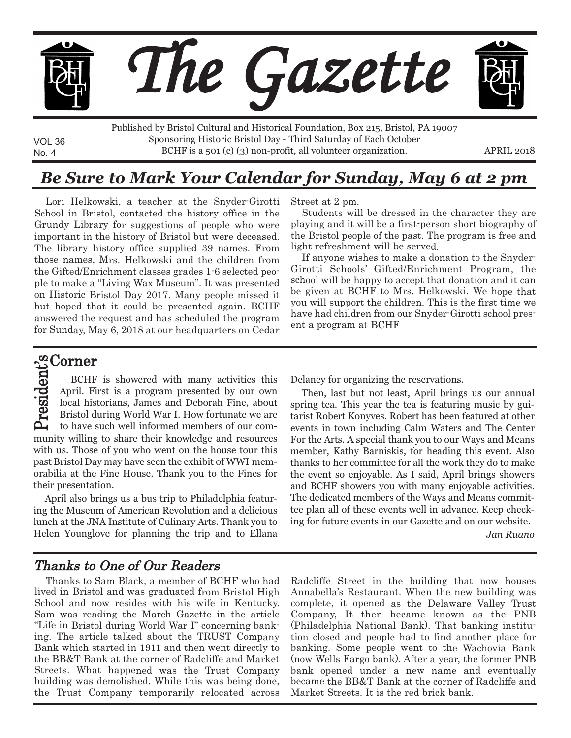# The Gazette

Published by Bristol Cultural and Historical Foundation, Box 215, Bristol, PA 19007
Sponsoring Historic Bristol Day - Third Saturday of Each October
BCHF is a 501 (c) (3) non-profit, all volunteer organization.

VOL 36
No. 4

APRIL 2018

## *Be Sure to Mark Your Calendar for Sunday, May 6 at 2 pm*

Lori Helkowski, a teacher at the Snyder-Girotti School in Bristol, contacted the history office in the Grundy Library for suggestions of people who were important in the history of Bristol but were deceased. The library history office supplied 39 names. From those names, Mrs. Helkowski and the children from the Gifted/Enrichment classes grades 1-6 selected people to make a "Living Wax Museum". It was presented on Historic Bristol Day 2017. Many people missed it but hoped that it could be presented again. BCHF answered the request and has scheduled the program for Sunday, May 6, 2018 at our headquarters on Cedar Street at 2 pm.

Students will be dressed in the character they are playing and it will be a first-person short biography of the Bristol people of the past. The program is free and light refreshment will be served.

If anyone wishes to make a donation to the Snyder-Girotti Schools' Gifted/Enrichment Program, the school will be happy to accept that donation and it can be given at BCHF to Mrs. Helkowski. We hope that you will support the children. This is the first time we have had children from our Snyder-Girotti school present a program at BCHF

## President's Corner

BCHF is showered with many activities this April. First is a program presented by our own local historians, James and Deborah Fine, about Bristol during World War I. How fortunate we are to have such well informed members of our community willing to share their knowledge and resources with us. Those of you who went on the house tour this past Bristol Day may have seen the exhibit of WWI memorabilia at the Fine House. Thank you to the Fines for their presentation.

April also brings us a bus trip to Philadelphia featuring the Museum of American Revolution and a delicious lunch at the JNA Institute of Culinary Arts. Thank you to Helen Younglove for planning the trip and to Ellana Delaney for organizing the reservations.

Then, last but not least, April brings us our annual spring tea. This year the tea is featuring music by guitarist Robert Konyves. Robert has been featured at other events in town including Calm Waters and The Center For the Arts. A special thank you to our Ways and Means member, Kathy Barniskis, for heading this event. Also thanks to her committee for all the work they do to make the event so enjoyable. As I said, April brings showers and BCHF showers you with many enjoyable activities. The dedicated members of the Ways and Means committee plan all of these events well in advance. Keep checking for future events in our Gazette and on our website.

*Jan Ruano*

## *Thanks to One of Our Readers*

Thanks to Sam Black, a member of BCHF who had lived in Bristol and was graduated from Bristol High School and now resides with his wife in Kentucky. Sam was reading the March Gazette in the article "Life in Bristol during World War I" concerning banking. The article talked about the TRUST Company Bank which started in 1911 and then went directly to the BB&T Bank at the corner of Radcliffe and Market Streets. What happened was the Trust Company building was demolished. While this was being done, the Trust Company temporarily relocated across Radcliffe Street in the building that now houses Annabella's Restaurant. When the new building was complete, it opened as the Delaware Valley Trust Company, It then became known as the PNB (Philadelphia National Bank). That banking institution closed and people had to find another place for banking. Some people went to the Wachovia Bank (now Wells Fargo bank). After a year, the former PNB bank opened under a new name and eventually became the BB&T Bank at the corner of Radcliffe and Market Streets. It is the red brick bank.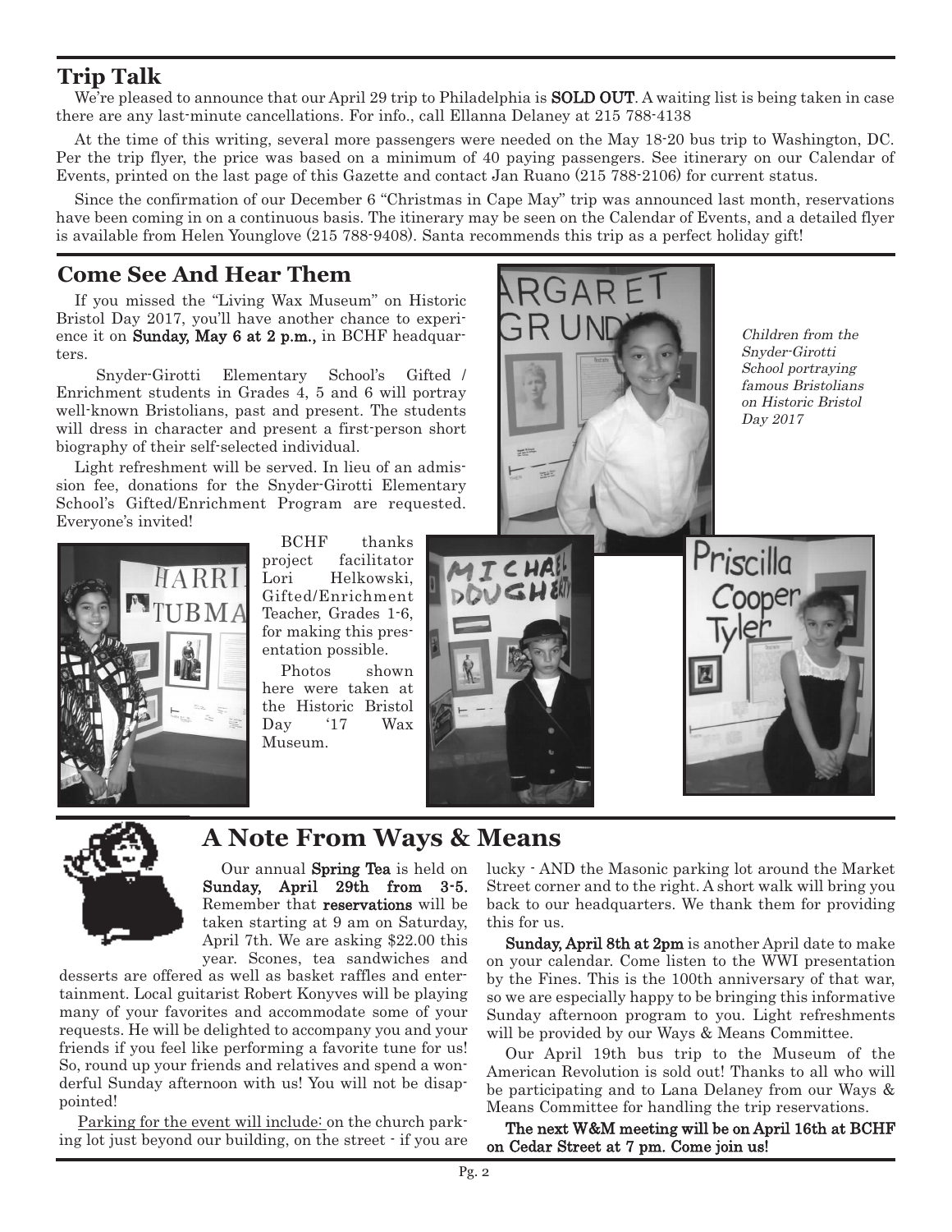## Trip Talk

We're pleased to announce that our April 29 trip to Philadelphia is **SOLD OUT**. A waiting list is being taken in case there are any last-minute cancellations. For info., call Ellanna Delaney at 215 788-4138

At the time of this writing, several more passengers were needed on the May 18-20 bus trip to Washington, DC. Per the trip flyer, the price was based on a minimum of 40 paying passengers. See itinerary on our Calendar of Events, printed on the last page of this Gazette and contact Jan Ruano (215 788-2106) for current status.

Since the confirmation of our December 6 "Christmas in Cape May" trip was announced last month, reservations have been coming in on a continuous basis. The itinerary may be seen on the Calendar of Events, and a detailed flyer is available from Helen Younglove (215 788-9408). Santa recommends this trip as a perfect holiday gift!

## Come See And Hear Them

If you missed the "Living Wax Museum" on Historic Bristol Day 2017, you'll have another chance to experience it on **Sunday, May 6 at 2 p.m.,** in BCHF headquarters.

Snyder-Girotti Elementary School's Gifted / Enrichment students in Grades 4, 5 and 6 will portray well-known Bristolians, past and present. The students will dress in character and present a first-person short biography of their self-selected individual.

Light refreshment will be served. In lieu of an admission fee, donations for the Snyder-Girotti Elementary School's Gifted/Enrichment Program are requested. Everyone's invited!

BCHF thanks project facilitator Lori Helkowski, Gifted/Enrichment Teacher, Grades 1-6, for making this presentation possible.

Photos shown here were taken at the Historic Bristol Day '17 Wax Museum.

*Children from the Snyder-Girotti School portraying famous Bristolians on Historic Bristol Day 2017*

## A Note From Ways & Means

Our annual **Spring Tea** is held on **Sunday, April 29th from 3-5.** Remember that **reservations** will be taken starting at 9 am on Saturday, April 7th. We are asking $22.00 this year. Scones, tea sandwiches and desserts are offered as well as basket raffles and entertainment. Local guitarist Robert Konyves will be playing many of your favorites and accommodate some of your requests. He will be delighted to accompany you and your friends if you feel like performing a favorite tune for us! So, round up your friends and relatives and spend a wonderful Sunday afternoon with us! You will not be disappointed!

Parking for the event will include: on the church parking lot just beyond our building, on the street - if you are lucky - AND the Masonic parking lot around the Market Street corner and to the right. A short walk will bring you back to our headquarters. We thank them for providing this for us.

**Sunday, April 8th at 2pm** is another April date to make on your calendar. Come listen to the WWI presentation by the Fines. This is the 100th anniversary of that war, so we are especially happy to be bringing this informative Sunday afternoon program to you. Light refreshments will be provided by our Ways & Means Committee.

Our April 19th bus trip to the Museum of the American Revolution is sold out! Thanks to all who will be participating and to Lana Delaney from our Ways & Means Committee for handling the trip reservations.

**The next W&M meeting will be on April 16th at BCHF on Cedar Street at 7 pm. Come join us!**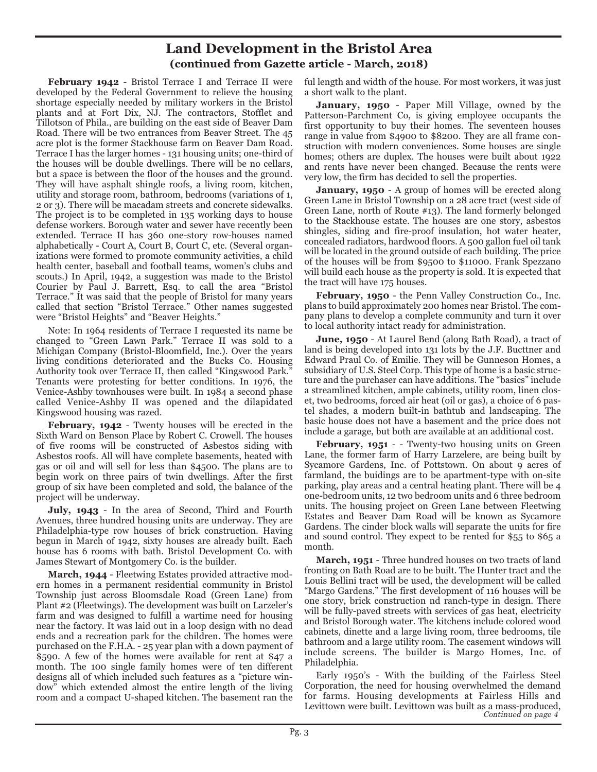# Land Development in the Bristol Area
## (continued from Gazette article - March, 2018)

**February 1942** - Bristol Terrace I and Terrace II were developed by the Federal Government to relieve the housing shortage especially needed by military workers in the Bristol plants and at Fort Dix, NJ. The contractors, Stofflet and Tillotson of Phila., are building on the east side of Beaver Dam Road. There will be two entrances from Beaver Street. The 45 acre plot is the former Stackhouse farm on Beaver Dam Road. Terrace I has the larger homes - 131 housing units; one-third of the houses will be double dwellings. There will be no cellars, but a space is between the floor of the houses and the ground. They will have asphalt shingle roofs, a living room, kitchen, utility and storage room, bathroom, bedrooms (variations of 1, 2 or 3). There will be macadam streets and concrete sidewalks. The project is to be completed in 135 working days to house defense workers. Borough water and sewer have recently been extended. Terrace II has 360 one-story row-houses named alphabetically - Court A, Court B, Court C, etc. (Several organizations were formed to promote community activities, a child health center, baseball and football teams, women's clubs and scouts.) In April, 1942, a suggestion was made to the Bristol Courier by Paul J. Barrett, Esq. to call the area "Bristol Terrace." It was said that the people of Bristol for many years called that section "Bristol Terrace." Other names suggested were "Bristol Heights" and "Beaver Heights."

Note: In 1964 residents of Terrace I requested its name be changed to "Green Lawn Park." Terrace II was sold to a Michigan Company (Bristol-Bloomfield, Inc.). Over the years living conditions deteriorated and the Bucks Co. Housing Authority took over Terrace II, then called "Kingswood Park." Tenants were protesting for better conditions. In 1976, the Venice-Ashby townhouses were built. In 1984 a second phase called Venice-Ashby II was opened and the dilapidated Kingswood housing was razed.

**February, 1942** - Twenty houses will be erected in the Sixth Ward on Benson Place by Robert C. Crowell. The houses of five rooms will be constructed of Asbestos siding with Asbestos roofs. All will have complete basements, heated with gas or oil and will sell for less than $4500. The plans are to begin work on three pairs of twin dwellings. After the first group of six have been completed and sold, the balance of the project will be underway.

**July, 1943** - In the area of Second, Third and Fourth Avenues, three hundred housing units are underway. They are Philadelphia-type row houses of brick construction. Having begun in March of 1942, sixty houses are already built. Each house has 6 rooms with bath. Bristol Development Co. with James Stewart of Montgomery Co. is the builder.

**March, 1944** - Fleetwing Estates provided attractive modern homes in a permanent residential community in Bristol Township just across Bloomsdale Road (Green Lane) from Plant #2 (Fleetwings). The development was built on Larzeler's farm and was designed to fulfill a wartime need for housing near the factory. It was laid out in a loop design with no dead ends and a recreation park for the children. The homes were purchased on the F.H.A. - 25 year plan with a down payment of $590. A few of the homes were available for rent at $47 a month. The 100 single family homes were of ten different designs all of which included such features as a "picture window" which extended almost the entire length of the living room and a compact U-shaped kitchen. The basement ran the ful length and width of the house. For most workers, it was just a short walk to the plant.

**January, 1950** - Paper Mill Village, owned by the Patterson-Parchment Co, is giving employee occupants the first opportunity to buy their homes. The seventeen houses range in value from $4900 to $8200. They are all frame construction with modern conveniences. Some houses are single homes; others are duplex. The houses were built about 1922 and rents have never been changed. Because the rents were very low, the firm has decided to sell the properties.

**January, 1950** - A group of homes will be erected along Green Lane in Bristol Township on a 28 acre tract (west side of Green Lane, north of Route #13). The land formerly belonged to the Stackhouse estate. The houses are one story, asbestos shingles, siding and fire-proof insulation, hot water heater, concealed radiators, hardwood floors. A 500 gallon fuel oil tank will be located in the ground outside of each building. The price of the houses will be from $9500 to $11000. Frank Spezzano will build each house as the property is sold. It is expected that the tract will have 175 houses.

**February, 1950** - the Penn Valley Construction Co., Inc. plans to build approximately 200 homes near Bristol. The company plans to develop a complete community and turn it over to local authority intact ready for administration.

**June, 1950** - At Laurel Bend (along Bath Road), a tract of land is being developed into 131 lots by the J.F. Bucttner and Edward Praul Co. of Emilie. They will be Gunneson Homes, a subsidiary of U.S. Steel Corp. This type of home is a basic structure and the purchaser can have additions. The "basics" include a streamlined kitchen, ample cabinets, utility room, linen closet, two bedrooms, forced air heat (oil or gas), a choice of 6 pastel shades, a modern built-in bathtub and landscaping. The basic house does not have a basement and the price does not include a garage, but both are available at an additional cost.

**February, 1951** - - Twenty-two housing units on Green Lane, the former farm of Harry Larzelere, are being built by Sycamore Gardens, Inc. of Pottstown. On about 9 acres of farmland, the buidings are to be apartment-type with on-site parking, play areas and a central heating plant. There will be 4 one-bedroom units, 12 two bedroom units and 6 three bedroom units. The housing project on Green Lane between Fleetwing Estates and Beaver Dam Road will be known as Sycamore Gardens. The cinder block walls will separate the units for fire and sound control. They expect to be rented for $55 to $65 a month.

**March, 1951** - Three hundred houses on two tracts of land fronting on Bath Road are to be built. The Hunter tract and the Louis Bellini tract will be used, the development will be called "Margo Gardens." The first development of 116 houses will be one story, brick construction nd ranch-type in design. There will be fully-paved streets with services of gas heat, electricity and Bristol Borough water. The kitchens include colored wood cabinets, dinette and a large living room, three bedrooms, tile bathroom and a large utility room. The casement windows will include screens. The builder is Margo Homes, Inc. of Philadelphia.

Early 1950's - With the building of the Fairless Steel Corporation, the need for housing overwhelmed the demand for farms. Housing developments at Fairless Hills and Levittown were built. Levittown was built as a mass-produced,

*Continued on page 4*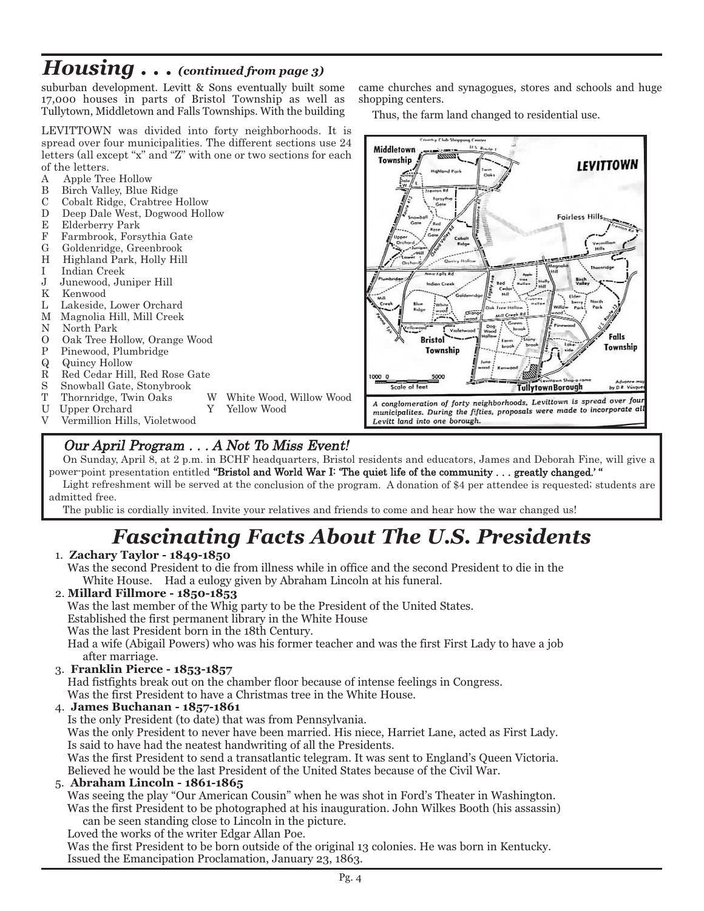## *Housing . . . (continued from page 3)*

suburban development. Levitt & Sons eventually built some 17,000 houses in parts of Bristol Township as well as Tullytown, Middletown and Falls Townships. With the building came churches and synagogues, stores and schools and huge shopping centers.

Thus, the farm land changed to residential use.

LEVITTOWN was divided into forty neighborhoods. It is spread over four municipalities. The different sections use 24 letters (all except "x" and "Z" with one or two sections for each of the letters.

- A Apple Tree Hollow
- B Birch Valley, Blue Ridge
- C Cobalt Ridge, Crabtree Hollow
- D Deep Dale West, Dogwood Hollow
- E Elderberry Park
- F Farmbrook, Forsythia Gate
- G Goldenridge, Greenbrook
- H Highland Park, Holly Hill
- I Indian Creek
- J Junewood, Juniper Hill
- K Kenwood
- L Lakeside, Lower Orchard
- M Magnolia Hill, Mill Creek
- N North Park
- O Oak Tree Hollow, Orange Wood
- P Pinewood, Plumbridge
- Q Quincy Hollow
- R Red Cedar Hill, Red Rose Gate
- S Snowball Gate, Stonybrook
- T Thornridge, Twin Oaks
- U Upper Orchard
- V Vermillion Hills, Violetwood
- W White Wood, Willow Wood
- Y Yellow Wood

*A conglomeration of forty neighborhoods, Levittown is spread over four municipalites. During the fifties, proposals were made to incorporate all Levitt land into one borough.*

### *Our April Program . . . A Not To Miss Event!*

On Sunday, April 8, at 2 p.m. in BCHF headquarters, Bristol residents and educators, James and Deborah Fine, will give a power-point presentation entitled **"Bristol and World War I: 'The quiet life of the community . . . greatly changed.' "**

Light refreshment will be served at the conclusion of the program. A donation of $4 per attendee is requested; students are admitted free.

The public is cordially invited. Invite your relatives and friends to come and hear how the war changed us!

## *Fascinating Facts About The U.S. Presidents*

1. **Zachary Taylor - 1849-1850**
   Was the second President to die from illness while in office and the second President to die in the White House. Had a eulogy given by Abraham Lincoln at his funeral.
2. **Millard Fillmore - 1850-1853**
   Was the last member of the Whig party to be the President of the United States.
   Established the first permanent library in the White House
   Was the last President born in the 18th Century.
   Had a wife (Abigail Powers) who was his former teacher and was the first First Lady to have a job after marriage.
3. **Franklin Pierce - 1853-1857**
   Had fistfights break out on the chamber floor because of intense feelings in Congress.
   Was the first President to have a Christmas tree in the White House.
4. **James Buchanan - 1857-1861**
   Is the only President (to date) that was from Pennsylvania.
   Was the only President to never have been married. His niece, Harriet Lane, acted as First Lady.
   Is said to have had the neatest handwriting of all the Presidents.
   Was the first President to send a transatlantic telegram. It was sent to England's Queen Victoria.
   Believed he would be the last President of the United States because of the Civil War.
5. **Abraham Lincoln - 1861-1865**
   Was seeing the play "Our American Cousin" when he was shot in Ford's Theater in Washington.
   Was the first President to be photographed at his inauguration. John Wilkes Booth (his assassin) can be seen standing close to Lincoln in the picture.
   Loved the works of the writer Edgar Allan Poe.
   Was the first President to be born outside of the original 13 colonies. He was born in Kentucky.
   Issued the Emancipation Proclamation, January 23, 1863.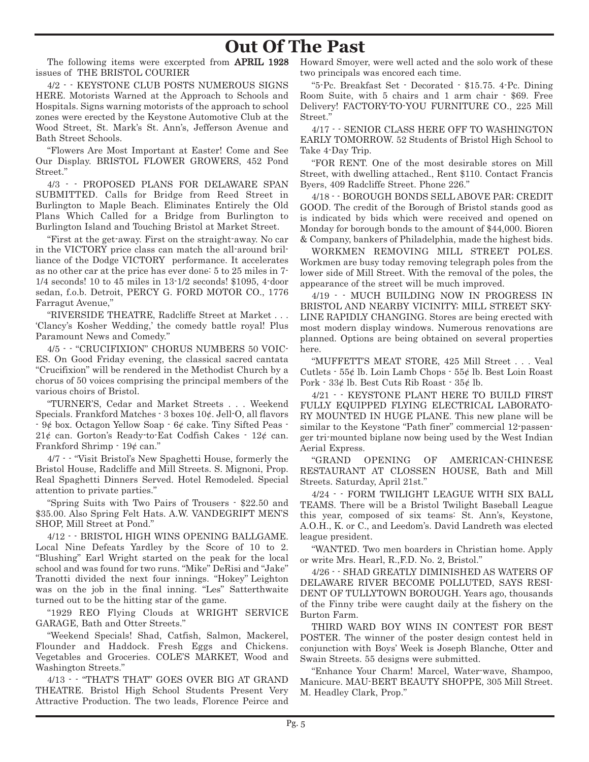# Out Of The Past

The following items were excerpted from **APRIL 1928** issues of THE BRISTOL COURIER

4/2 - - KEYSTONE CLUB POSTS NUMEROUS SIGNS HERE. Motorists Warned at the Approach to Schools and Hospitals. Signs warning motorists of the approach to school zones were erected by the Keystone Automotive Club at the Wood Street, St. Mark's St. Ann's, Jefferson Avenue and Bath Street Schools.

"Flowers Are Most Important at Easter! Come and See Our Display. BRISTOL FLOWER GROWERS, 452 Pond Street."

4/3 - - PROPOSED PLANS FOR DELAWARE SPAN SUBMITTED. Calls for Bridge from Reed Street in Burlington to Maple Beach. Eliminates Entirely the Old Plans Which Called for a Bridge from Burlington to Burlington Island and Touching Bristol at Market Street.

"First at the get-away. First on the straight-away. No car in the VICTORY price class can match the all-around brilliance of the Dodge VICTORY performance. It accelerates as no other car at the price has ever done: 5 to 25 miles in 7-1/4 seconds! 10 to 45 miles in 13-1/2 seconds! $1095, 4-door sedan, f.o.b. Detroit, PERCY G. FORD MOTOR CO., 1776 Farragut Avenue,"

"RIVERSIDE THEATRE, Radcliffe Street at Market . . . 'Clancy's Kosher Wedding,' the comedy battle royal! Plus Paramount News and Comedy."

4/5 - - "CRUCIFIXION" CHORUS NUMBERS 50 VOICES. On Good Friday evening, the classical sacred cantata "Crucifixion" will be rendered in the Methodist Church by a chorus of 50 voices comprising the principal members of the various choirs of Bristol.

"TURNER'S, Cedar and Market Streets . . . Weekend Specials. Frankford Matches - 3 boxes 10¢. Jell-O, all flavors - 9¢ box. Octagon Yellow Soap - 6¢ cake. Tiny Sifted Peas - 21¢ can. Gorton's Ready-to-Eat Codfish Cakes - 12¢ can. Frankford Shrimp - 19¢ can."

4/7 - - "Visit Bristol's New Spaghetti House, formerly the Bristol House, Radcliffe and Mill Streets. S. Mignoni, Prop. Real Spaghetti Dinners Served. Hotel Remodeled. Special attention to private parties."

"Spring Suits with Two Pairs of Trousers - $22.50 and $35.00. Also Spring Felt Hats. A.W. VANDEGRIFT MEN'S SHOP, Mill Street at Pond."

4/12 - - BRISTOL HIGH WINS OPENING BALLGAME. Local Nine Defeats Yardley by the Score of 10 to 2. "Blushing" Earl Wright started on the peak for the local school and was found for two runs. "Mike" DeRisi and "Jake" Tranotti divided the next four innings. "Hokey" Leighton was on the job in the final inning. "Les" Satterthwaite turned out to be the hitting star of the game.

"1929 REO Flying Clouds at WRIGHT SERVICE GARAGE, Bath and Otter Streets."

"Weekend Specials! Shad, Catfish, Salmon, Mackerel, Flounder and Haddock. Fresh Eggs and Chickens. Vegetables and Groceries. COLE'S MARKET, Wood and Washington Streets."

4/13 - - "THAT'S THAT" GOES OVER BIG AT GRAND THEATRE. Bristol High School Students Present Very Attractive Production. The two leads, Florence Peirce and Howard Smoyer, were well acted and the solo work of these two principals was encored each time.

"5-Pc. Breakfast Set - Decorated - $15.75. 4-Pc. Dining Room Suite, with 5 chairs and 1 arm chair - $69. Free Delivery! FACTORY-TO-YOU FURNITURE CO., 225 Mill Street."

4/17 - - SENIOR CLASS HERE OFF TO WASHINGTON EARLY TOMORROW. 52 Students of Bristol High School to Take 4-Day Trip.

"FOR RENT. One of the most desirable stores on Mill Street, with dwelling attached., Rent $110. Contact Francis Byers, 409 Radcliffe Street. Phone 226."

4/18 - - BOROUGH BONDS SELL ABOVE PAR; CREDIT GOOD. The credit of the Borough of Bristol stands good as is indicated by bids which were received and opened on Monday for borough bonds to the amount of $44,000. Bioren & Company, bankers of Philadelphia, made the highest bids.

WORKMEN REMOVING MILL STREET POLES. Workmen are busy today removing telegraph poles from the lower side of Mill Street. With the removal of the poles, the appearance of the street will be much improved.

4/19 - - MUCH BUILDING NOW IN PROGRESS IN BRISTOL AND NEARBY VICINITY; MILL STREET SKYLINE RAPIDLY CHANGING. Stores are being erected with most modern display windows. Numerous renovations are planned. Options are being obtained on several properties here.

"MUFFETT'S MEAT STORE, 425 Mill Street . . . Veal Cutlets - 55¢ lb. Loin Lamb Chops - 55¢ lb. Best Loin Roast Pork - 33¢ lb. Best Cuts Rib Roast - 35¢ lb.

4/21 - - KEYSTONE PLANT HERE TO BUILD FIRST FULLY EQUIPPED FLYING ELECTRICAL LABORATORY MOUNTED IN HUGE PLANE. This new plane will be similar to the Keystone "Path finer" commercial 12-passenger tri-mounted biplane now being used by the West Indian Aerial Express.

"GRAND OPENING OF AMERICAN-CHINESE RESTAURANT AT CLOSSEN HOUSE, Bath and Mill Streets. Saturday, April 21st."

4/24 - - FORM TWILIGHT LEAGUE WITH SIX BALL TEAMS. There will be a Bristol Twilight Baseball League this year, composed of six teams: St. Ann's, Keystone, A.O.H., K. or C., and Leedom's. David Landreth was elected league president.

"WANTED. Two men boarders in Christian home. Apply or write Mrs. Hearl, R.,F.D. No. 2, Bristol."

4/26 - - SHAD GREATLY DIMINISHED AS WATERS OF DELAWARE RIVER BECOME POLLUTED, SAYS RESIDENT OF TULLYTOWN BOROUGH. Years ago, thousands of the Finny tribe were caught daily at the fishery on the Burton Farm.

THIRD WARD BOY WINS IN CONTEST FOR BEST POSTER. The winner of the poster design contest held in conjunction with Boys' Week is Joseph Blanche, Otter and Swain Streets. 55 designs were submitted.

"Enhance Your Charm! Marcel, Water-wave, Shampoo, Manicure. MAU-BERT BEAUTY SHOPPE, 305 Mill Street. M. Headley Clark, Prop."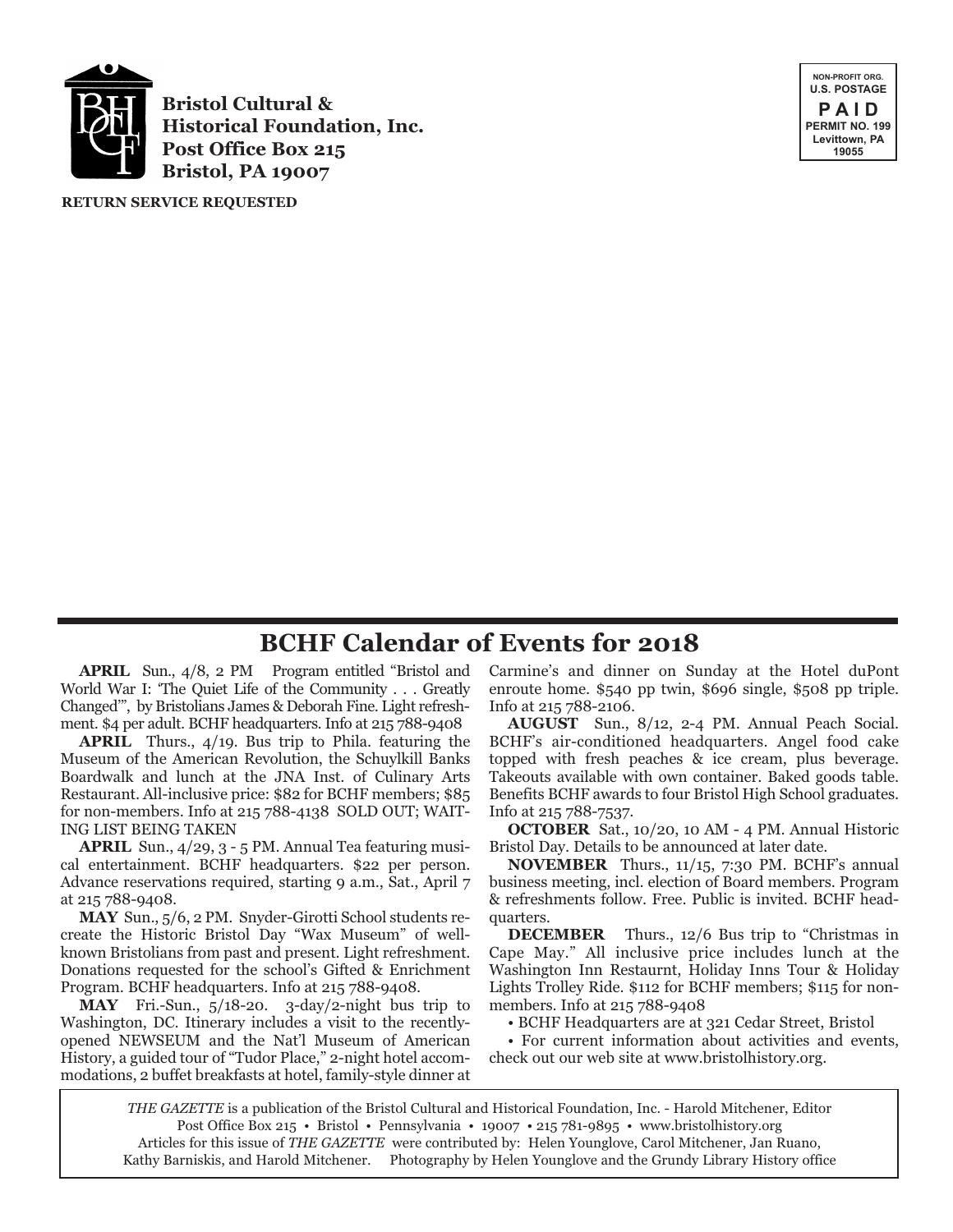**Bristol Cultural & Historical Foundation, Inc.**
**Post Office Box 215**
**Bristol, PA 19007**

**RETURN SERVICE REQUESTED**

NON-PROFIT ORG.
U.S. POSTAGE
**PAID**
PERMIT NO. 199
Levittown, PA
19055

## BCHF Calendar of Events for 2018

**APRIL** Sun., 4/8, 2 PM Program entitled "Bristol and World War I: 'The Quiet Life of the Community . . . Greatly Changed'", by Bristolians James & Deborah Fine. Light refreshment. $4 per adult. BCHF headquarters. Info at 215 788-9408

**APRIL** Thurs., 4/19. Bus trip to Phila. featuring the Museum of the American Revolution, the Schuylkill Banks Boardwalk and lunch at the JNA Inst. of Culinary Arts Restaurant. All-inclusive price: $82 for BCHF members; $85 for non-members. Info at 215 788-4138 SOLD OUT; WAITING LIST BEING TAKEN

**APRIL** Sun., 4/29, 3 - 5 PM. Annual Tea featuring musical entertainment. BCHF headquarters. $22 per person. Advance reservations required, starting 9 a.m., Sat., April 7 at 215 788-9408.

**MAY** Sun., 5/6, 2 PM. Snyder-Girotti School students recreate the Historic Bristol Day "Wax Museum" of well-known Bristolians from past and present. Light refreshment. Donations requested for the school's Gifted & Enrichment Program. BCHF headquarters. Info at 215 788-9408.

**MAY** Fri.-Sun., 5/18-20. 3-day/2-night bus trip to Washington, DC. Itinerary includes a visit to the recently-opened NEWSEUM and the Nat'l Museum of American History, a guided tour of "Tudor Place," 2-night hotel accommodations, 2 buffet breakfasts at hotel, family-style dinner at Carmine's and dinner on Sunday at the Hotel duPont enroute home. $540 pp twin, $696 single, $508 pp triple. Info at 215 788-2106.

**AUGUST** Sun., 8/12, 2-4 PM. Annual Peach Social. BCHF's air-conditioned headquarters. Angel food cake topped with fresh peaches & ice cream, plus beverage. Takeouts available with own container. Baked goods table. Benefits BCHF awards to four Bristol High School graduates. Info at 215 788-7537.

**OCTOBER** Sat., 10/20, 10 AM - 4 PM. Annual Historic Bristol Day. Details to be announced at later date.

**NOVEMBER** Thurs., 11/15, 7:30 PM. BCHF's annual business meeting, incl. election of Board members. Program & refreshments follow. Free. Public is invited. BCHF headquarters.

**DECEMBER** Thurs., 12/6 Bus trip to "Christmas in Cape May." All inclusive price includes lunch at the Washington Inn Restaurnt, Holiday Inns Tour & Holiday Lights Trolley Ride. $112 for BCHF members; $115 for non-members. Info at 215 788-9408

- BCHF Headquarters are at 321 Cedar Street, Bristol
- For current information about activities and events, check out our web site at www.bristolhistory.org.

*THE GAZETTE* is a publication of the Bristol Cultural and Historical Foundation, Inc. - Harold Mitchener, Editor
Post Office Box 215 • Bristol • Pennsylvania • 19007 • 215 781-9895 • www.bristolhistory.org
Articles for this issue of *THE GAZETTE* were contributed by: Helen Younglove, Carol Mitchener, Jan Ruano, Kathy Barniskis, and Harold Mitchener. Photography by Helen Younglove and the Grundy Library History office